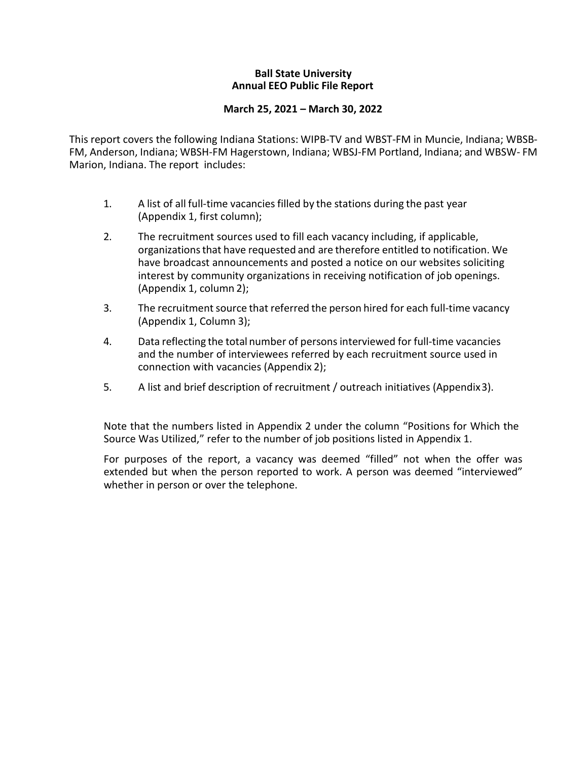# Ball State University
## Annual EEO Public File Report

**March 25, 2021 – March 30, 2022**

This report covers the following Indiana Stations: WIPB-TV and WBST-FM in Muncie, Indiana; WBSB-FM, Anderson, Indiana; WBSH-FM Hagerstown, Indiana; WBSJ-FM Portland, Indiana; and WBSW- FM Marion, Indiana. The report includes:

1. A list of all full-time vacancies filled by the stations during the past year (Appendix 1, first column);
2. The recruitment sources used to fill each vacancy including, if applicable, organizations that have requested and are therefore entitled to notification. We have broadcast announcements and posted a notice on our websites soliciting interest by community organizations in receiving notification of job openings. (Appendix 1, column 2);
3. The recruitment source that referred the person hired for each full-time vacancy (Appendix 1, Column 3);
4. Data reflecting the total number of persons interviewed for full-time vacancies and the number of interviewees referred by each recruitment source used in connection with vacancies (Appendix 2);
5. A list and brief description of recruitment / outreach initiatives (Appendix 3).

Note that the numbers listed in Appendix 2 under the column "Positions for Which the Source Was Utilized," refer to the number of job positions listed in Appendix 1.

For purposes of the report, a vacancy was deemed "filled" not when the offer was extended but when the person reported to work. A person was deemed "interviewed" whether in person or over the telephone.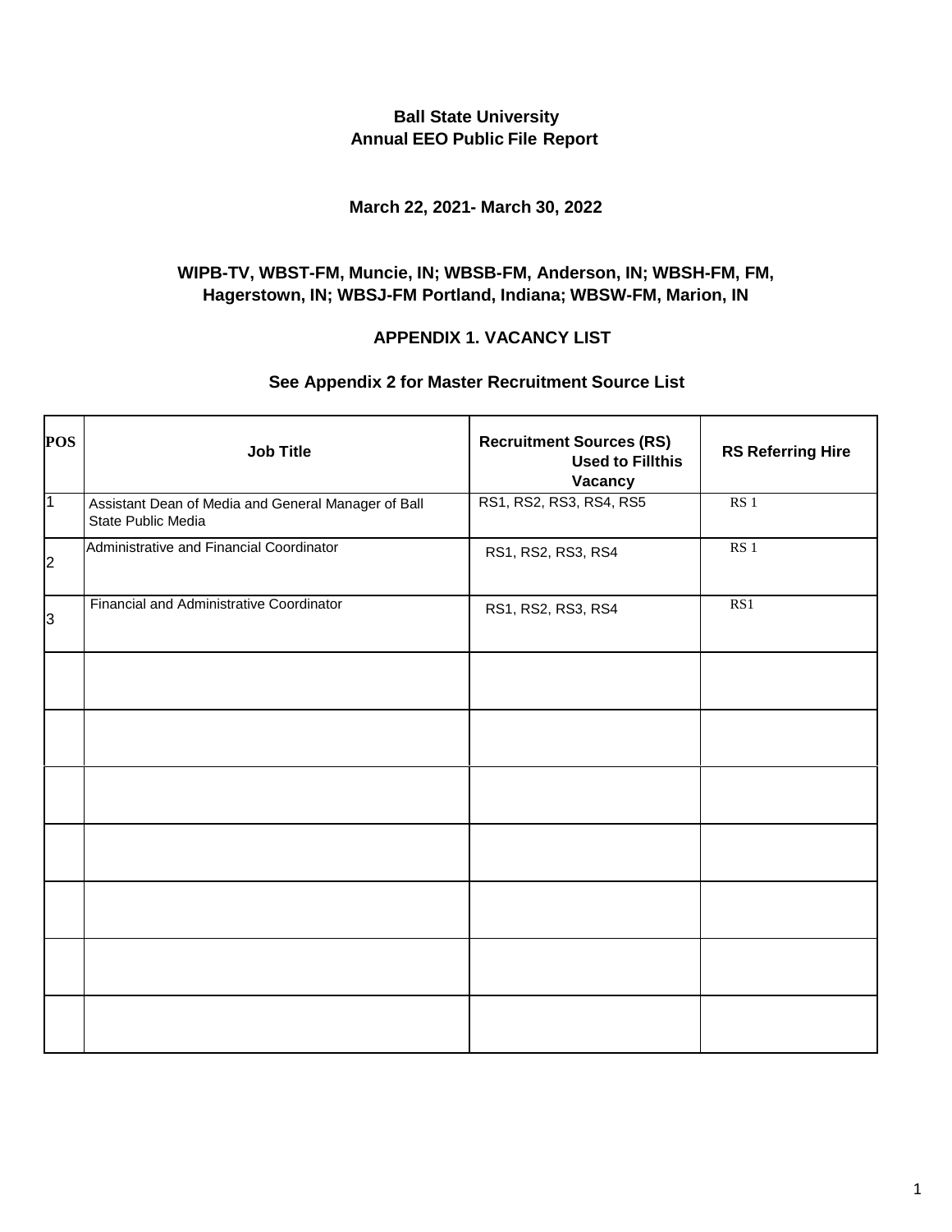**Ball State University**
**Annual EEO Public File Report**

**March 22, 2021- March 30, 2022**

**WIPB-TV, WBST-FM, Muncie, IN; WBSB-FM, Anderson, IN; WBSH-FM, FM, Hagerstown, IN; WBSJ-FM Portland, Indiana; WBSW-FM, Marion, IN**

**APPENDIX 1. VACANCY LIST**

**See Appendix 2 for Master Recruitment Source List**

| POS | Job Title | Recruitment Sources (RS) Used to Fillthis Vacancy | RS Referring Hire |
|---|---|---|---|
| 1 | Assistant Dean of Media and General Manager of Ball State Public Media | RS1, RS2, RS3, RS4, RS5 | RS 1 |
| 2 | Administrative and Financial Coordinator | RS1, RS2, RS3, RS4 | RS 1 |
| 3 | Financial and Administrative Coordinator | RS1, RS2, RS3, RS4 | RS1 |
| | | | |
| | | | |
| | | | |
| | | | |
| | | | |
| | | | |
| | | | |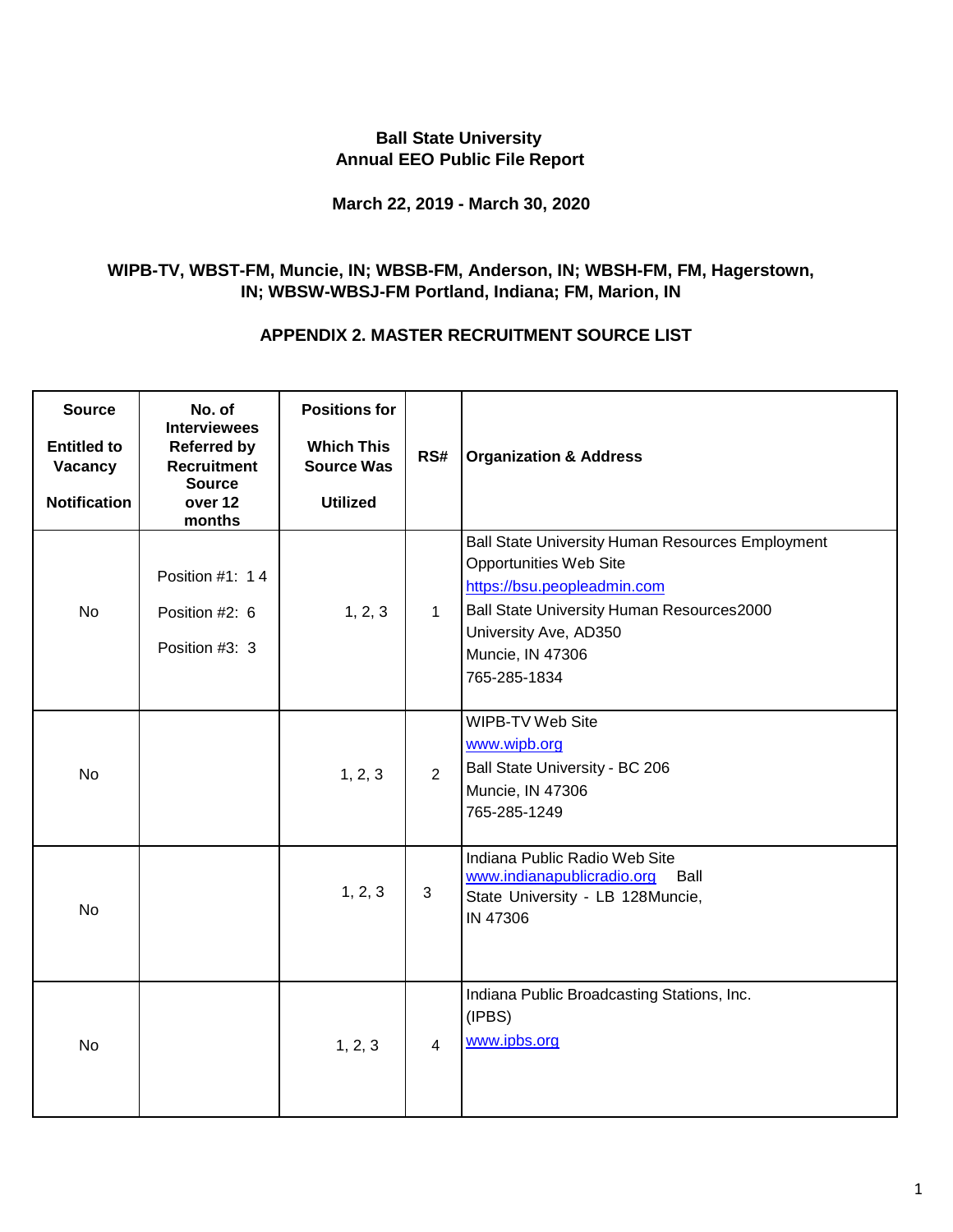**Ball State University**
**Annual EEO Public File Report**

**March 22, 2019 - March 30, 2020**

**WIPB-TV, WBST-FM, Muncie, IN; WBSB-FM, Anderson, IN; WBSH-FM, FM, Hagerstown, IN; WBSW-WBSJ-FM Portland, Indiana; FM, Marion, IN**

**APPENDIX 2. MASTER RECRUITMENT SOURCE LIST**

| Source Entitled to Vacancy Notification | No. of Interviewees Referred by Recruitment Source over 12 months | Positions for Which This Source Was Utilized | RS# | Organization & Address |
|---|---|---|---|---|
| No | Position #1: 14<br>Position #2: 6<br>Position #3: 3 | 1, 2, 3 | 1 | Ball State University Human Resources Employment Opportunities Web Site<br>https://bsu.peopleadmin.com<br>Ball State University Human Resources2000 University Ave, AD350<br>Muncie, IN 47306<br>765-285-1834 |
| No | | 1, 2, 3 | 2 | WIPB-TV Web Site<br>www.wipb.org<br>Ball State University - BC 206<br>Muncie, IN 47306<br>765-285-1249 |
| No | | 1, 2, 3 | 3 | Indiana Public Radio Web Site<br>www.indianapublicradio.org Ball State University - LB 128Muncie, IN 47306 |
| No | | 1, 2, 3 | 4 | Indiana Public Broadcasting Stations, Inc. (IPBS)<br>www.ipbs.org |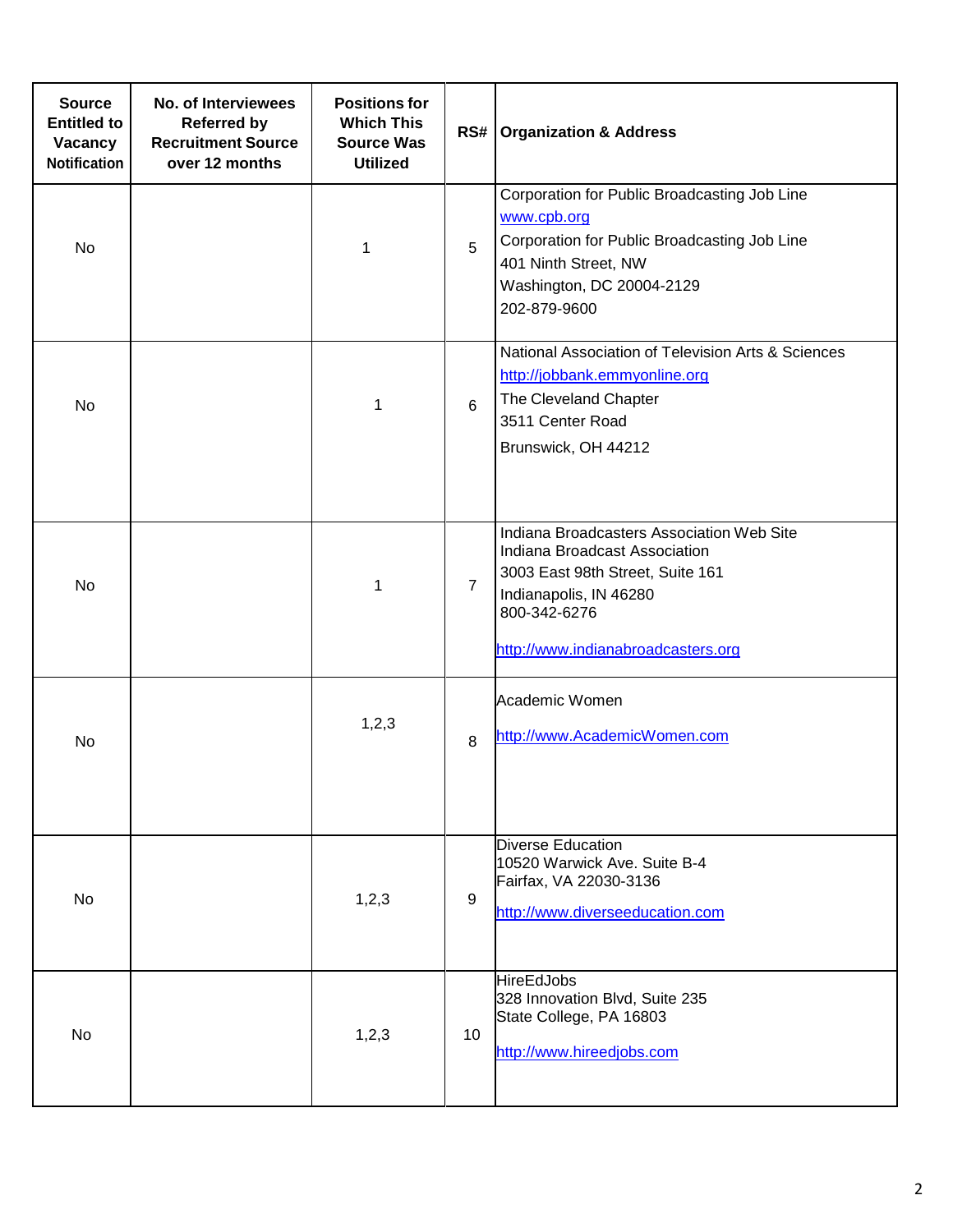| Source Entitled to Vacancy Notification | No. of Interviewees Referred by Recruitment Source over 12 months | Positions for Which This Source Was Utilized | RS# | Organization & Address |
|---|---|---|---|---|
| No | | 1 | 5 | Corporation for Public Broadcasting Job Line<br>www.cpb.org<br>Corporation for Public Broadcasting Job Line<br>401 Ninth Street, NW<br>Washington, DC 20004-2129<br>202-879-9600 |
| No | | 1 | 6 | National Association of Television Arts & Sciences<br>http://jobbank.emmyonline.org<br>The Cleveland Chapter<br>3511 Center Road<br>Brunswick, OH 44212 |
| No | | 1 | 7 | Indiana Broadcasters Association Web Site<br>Indiana Broadcast Association<br>3003 East 98th Street, Suite 161<br>Indianapolis, IN 46280<br>800-342-6276<br>http://www.indianabroadcasters.org |
| No | | 1,2,3 | 8 | Academic Women<br>http://www.AcademicWomen.com |
| No | | 1,2,3 | 9 | Diverse Education<br>10520 Warwick Ave. Suite B-4<br>Fairfax, VA 22030-3136<br>http://www.diverseeducation.com |
| No | | 1,2,3 | 10 | HireEdJobs<br>328 Innovation Blvd, Suite 235<br>State College, PA 16803<br>http://www.hireedjobs.com |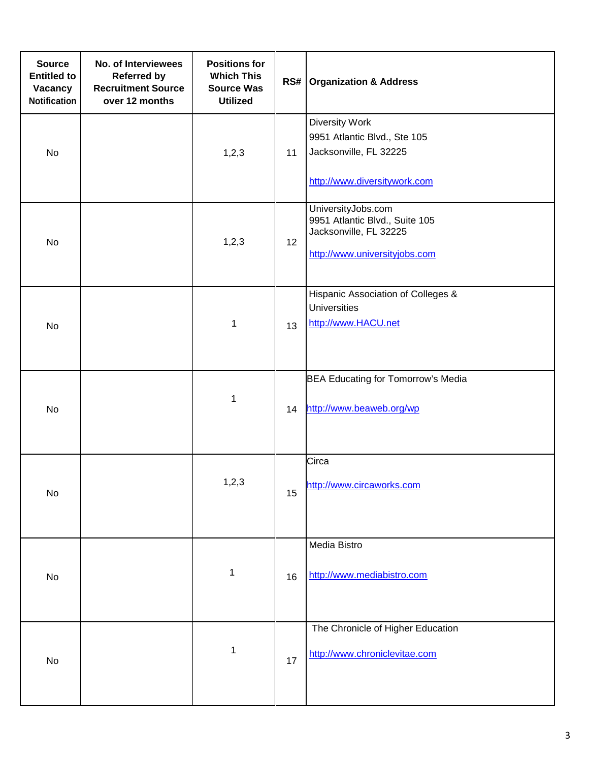| Source Entitled to Vacancy Notification | No. of Interviewees Referred by Recruitment Source over 12 months | Positions for Which This Source Was Utilized | RS# | Organization & Address |
|---|---|---|---|---|
| No | | 1,2,3 | 11 | Diversity Work<br>9951 Atlantic Blvd., Ste 105<br>Jacksonville, FL 32225<br><br>http://www.diversitywork.com |
| No | | 1,2,3 | 12 | UniversityJobs.com<br>9951 Atlantic Blvd., Suite 105<br>Jacksonville, FL 32225<br><br>http://www.universityjobs.com |
| No | | 1 | 13 | Hispanic Association of Colleges & Universities<br>http://www.HACU.net |
| No | | 1 | 14 | BEA Educating for Tomorrow's Media<br><br>http://www.beaweb.org/wp |
| No | | 1,2,3 | 15 | Circa<br><br>http://www.circaworks.com |
| No | | 1 | 16 | Media Bistro<br><br>http://www.mediabistro.com |
| No | | 1 | 17 | The Chronicle of Higher Education<br><br>http://www.chroniclevitae.com |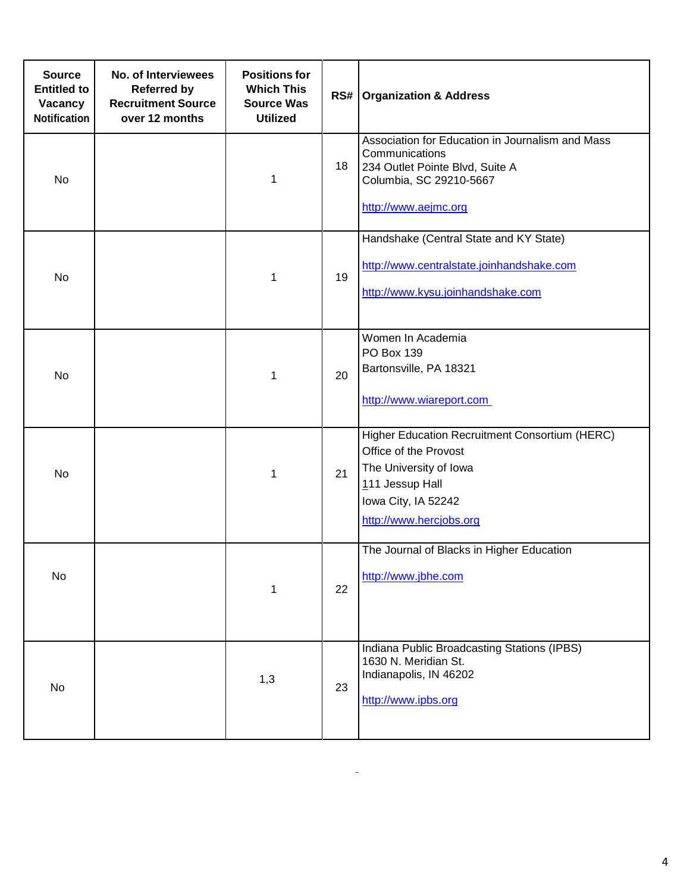| Source Entitled to Vacancy Notification | No. of Interviewees Referred by Recruitment Source over 12 months | Positions for Which This Source Was Utilized | RS# | Organization & Address |
|---|---|---|---|---|
| No | | 1 | 18 | Association for Education in Journalism and Mass Communications<br>234 Outlet Pointe Blvd, Suite A<br>Columbia, SC 29210-5667<br><br>http://www.aejmc.org |
| No | | 1 | 19 | Handshake (Central State and KY State)<br><br>http://www.centralstate.joinhandshake.com<br><br>http://www.kysu.joinhandshake.com |
| No | | 1 | 20 | Women In Academia<br>PO Box 139<br>Bartonsville, PA 18321<br><br>http://www.wiareport.com |
| No | | 1 | 21 | Higher Education Recruitment Consortium (HERC)<br>Office of the Provost<br>The University of Iowa<br>111 Jessup Hall<br>Iowa City, IA 52242<br>http://www.hercjobs.org |
| No | | 1 | 22 | The Journal of Blacks in Higher Education<br><br>http://www.jbhe.com |
| No | | 1,3 | 23 | Indiana Public Broadcasting Stations (IPBS)<br>1630 N. Meridian St.<br>Indianapolis, IN 46202<br><br>http://www.ipbs.org |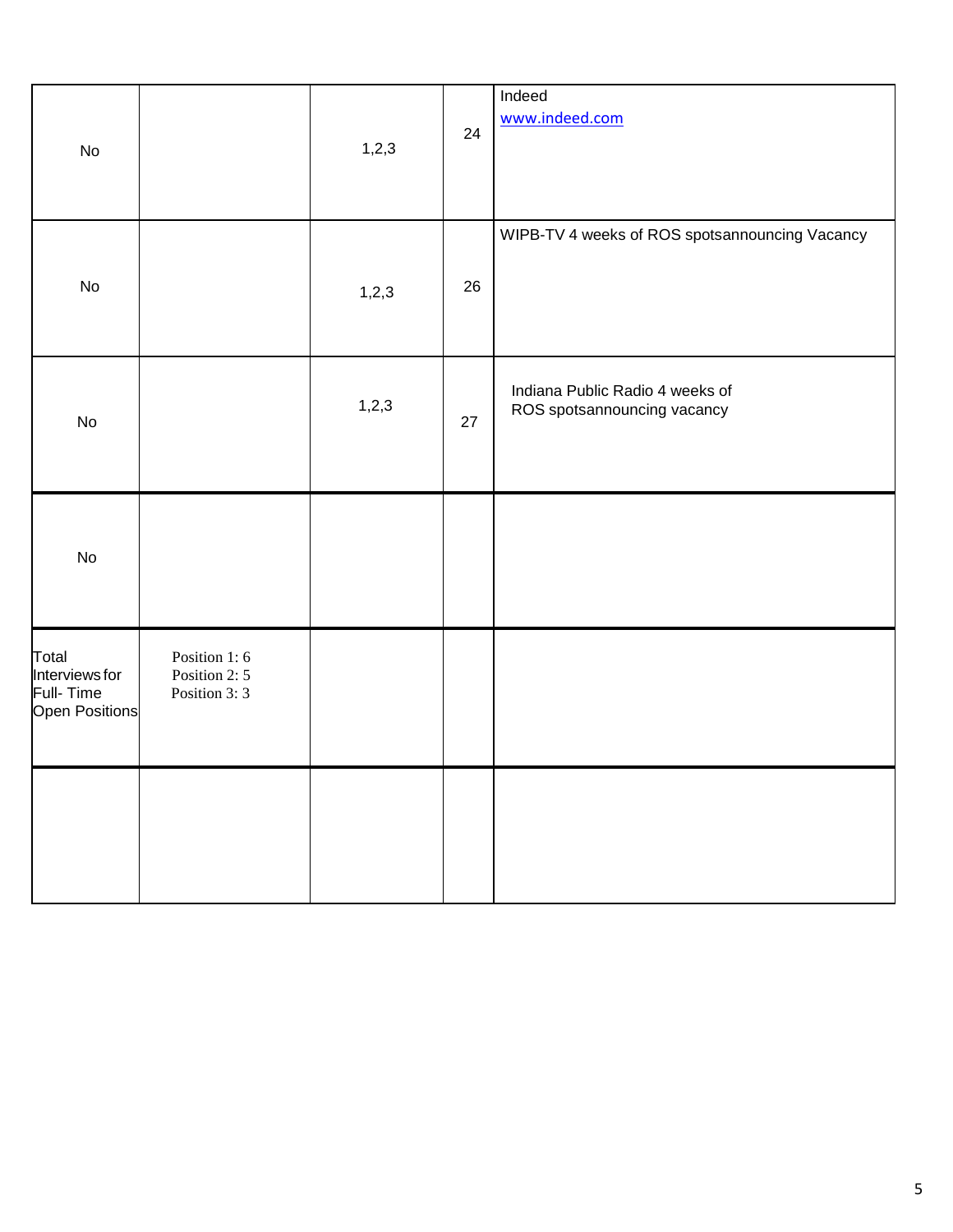| | | | | |
|---|---|---|---|---|
| No | | 1,2,3 | 24 | Indeed<br>www.indeed.com |
| No | | 1,2,3 | 26 | WIPB-TV 4 weeks of ROS spotsannouncing Vacancy |
| No | | 1,2,3 | 27 | Indiana Public Radio 4 weeks of ROS spotsannouncing vacancy |
| No | | | | |
| Total Interviews for Full- Time Open Positions | Position 1: 6<br>Position 2: 5<br>Position 3: 3 | | | |
| | | | | |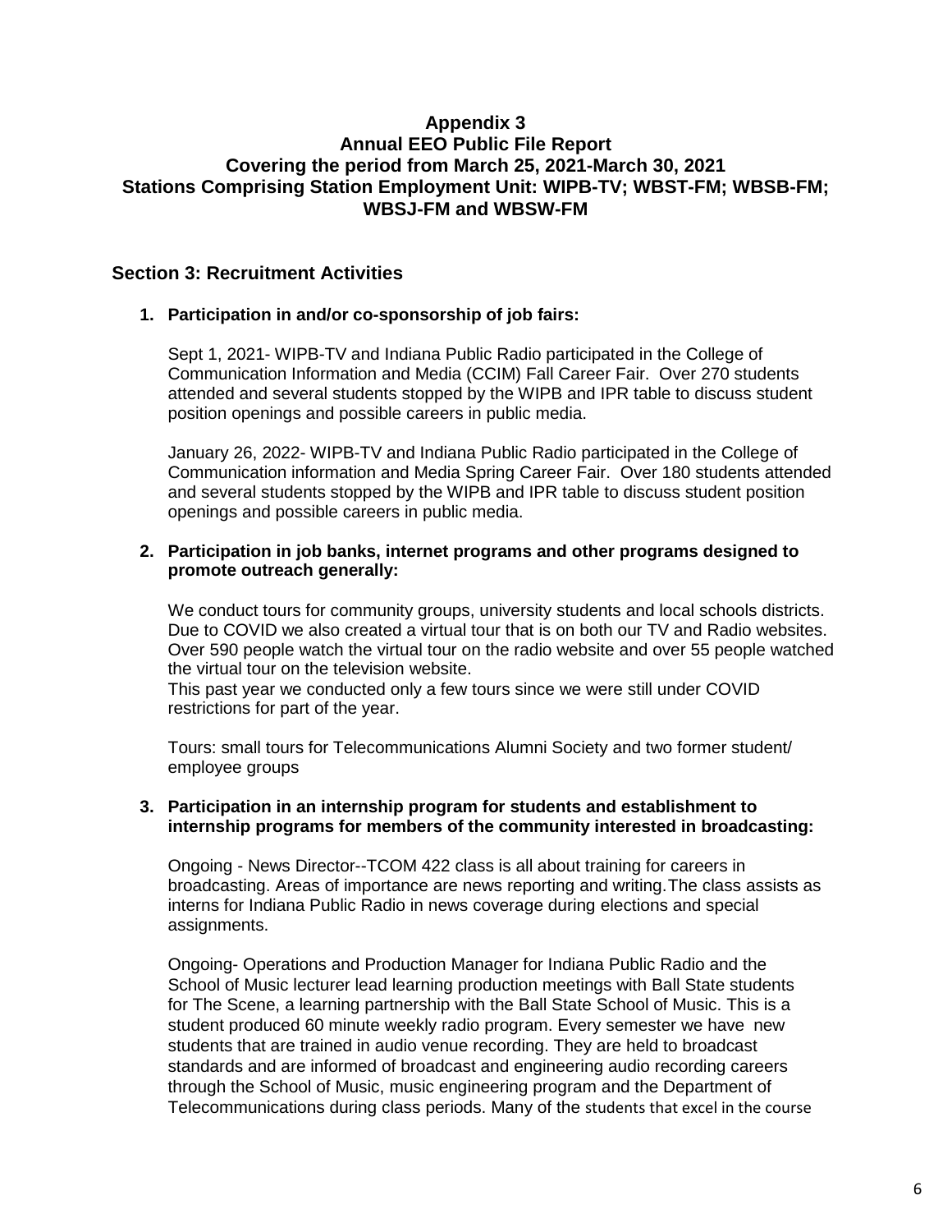**Appendix 3**
**Annual EEO Public File Report**
**Covering the period from March 25, 2021-March 30, 2021**
**Stations Comprising Station Employment Unit: WIPB-TV; WBST-FM; WBSB-FM; WBSJ-FM and WBSW-FM**

## Section 3: Recruitment Activities

1. **Participation in and/or co-sponsorship of job fairs:**

   Sept 1, 2021- WIPB-TV and Indiana Public Radio participated in the College of Communication Information and Media (CCIM) Fall Career Fair. Over 270 students attended and several students stopped by the WIPB and IPR table to discuss student position openings and possible careers in public media.

   January 26, 2022- WIPB-TV and Indiana Public Radio participated in the College of Communication information and Media Spring Career Fair. Over 180 students attended and several students stopped by the WIPB and IPR table to discuss student position openings and possible careers in public media.

2. **Participation in job banks, internet programs and other programs designed to promote outreach generally:**

   We conduct tours for community groups, university students and local schools districts. Due to COVID we also created a virtual tour that is on both our TV and Radio websites. Over 590 people watch the virtual tour on the radio website and over 55 people watched the virtual tour on the television website.
   This past year we conducted only a few tours since we were still under COVID restrictions for part of the year.

   Tours: small tours for Telecommunications Alumni Society and two former student/ employee groups

3. **Participation in an internship program for students and establishment to internship programs for members of the community interested in broadcasting:**

   Ongoing - News Director--TCOM 422 class is all about training for careers in broadcasting. Areas of importance are news reporting and writing.The class assists as interns for Indiana Public Radio in news coverage during elections and special assignments.

   Ongoing- Operations and Production Manager for Indiana Public Radio and the School of Music lecturer lead learning production meetings with Ball State students for The Scene, a learning partnership with the Ball State School of Music. This is a student produced 60 minute weekly radio program. Every semester we have new students that are trained in audio venue recording. They are held to broadcast standards and are informed of broadcast and engineering audio recording careers through the School of Music, music engineering program and the Department of Telecommunications during class periods. Many of the students that excel in the course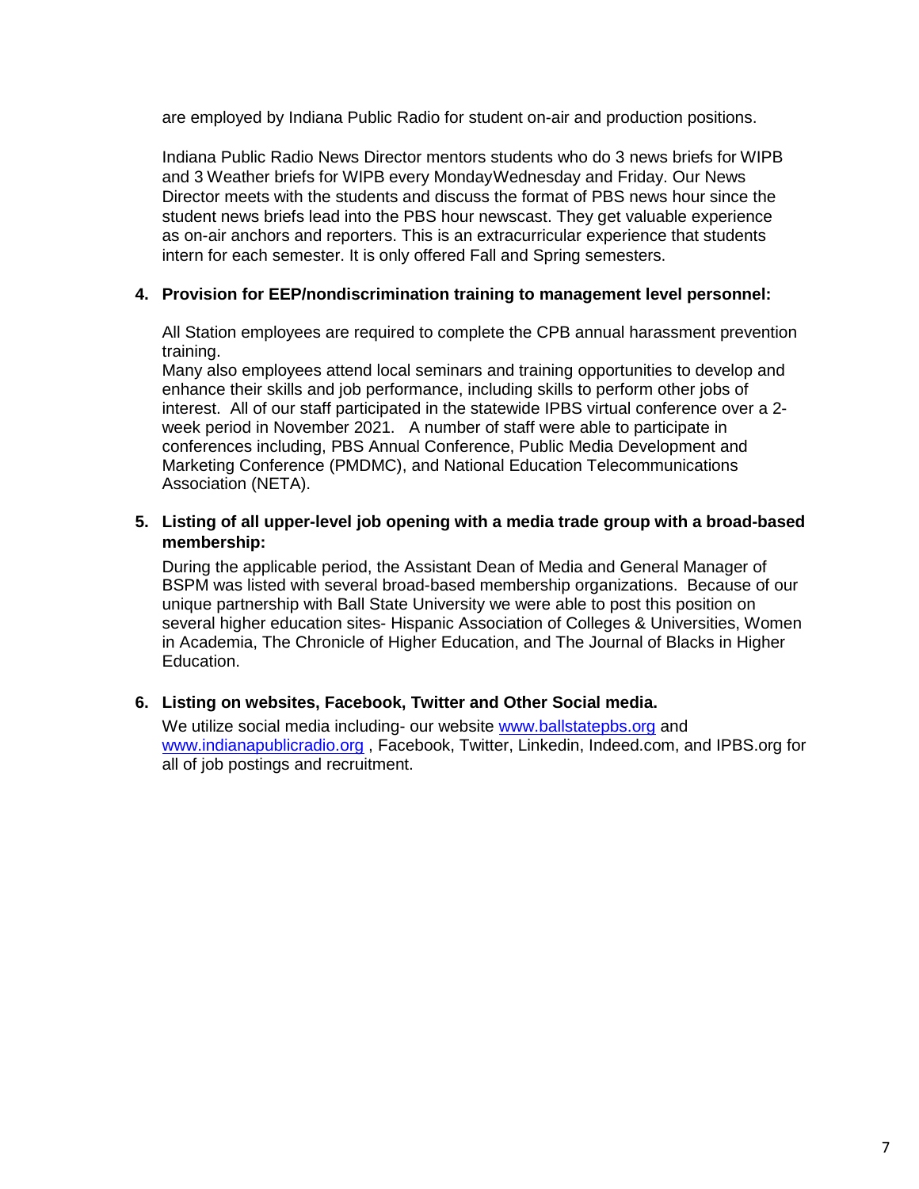are employed by Indiana Public Radio for student on-air and production positions.

Indiana Public Radio News Director mentors students who do 3 news briefs for WIPB and 3 Weather briefs for WIPB every MondayWednesday and Friday. Our News Director meets with the students and discuss the format of PBS news hour since the student news briefs lead into the PBS hour newscast. They get valuable experience as on-air anchors and reporters. This is an extracurricular experience that students intern for each semester. It is only offered Fall and Spring semesters.

4. **Provision for EEP/nondiscrimination training to management level personnel:**

   All Station employees are required to complete the CPB annual harassment prevention training.
   Many also employees attend local seminars and training opportunities to develop and enhance their skills and job performance, including skills to perform other jobs of interest. All of our staff participated in the statewide IPBS virtual conference over a 2-week period in November 2021. A number of staff were able to participate in conferences including, PBS Annual Conference, Public Media Development and Marketing Conference (PMDMC), and National Education Telecommunications Association (NETA).

5. **Listing of all upper-level job opening with a media trade group with a broad-based membership:**

   During the applicable period, the Assistant Dean of Media and General Manager of BSPM was listed with several broad-based membership organizations. Because of our unique partnership with Ball State University we were able to post this position on several higher education sites- Hispanic Association of Colleges & Universities, Women in Academia, The Chronicle of Higher Education, and The Journal of Blacks in Higher Education.

6. **Listing on websites, Facebook, Twitter and Other Social media.**

   We utilize social media including- our website www.ballstatepbs.org and www.indianapublicradio.org , Facebook, Twitter, Linkedin, Indeed.com, and IPBS.org for all of job postings and recruitment.